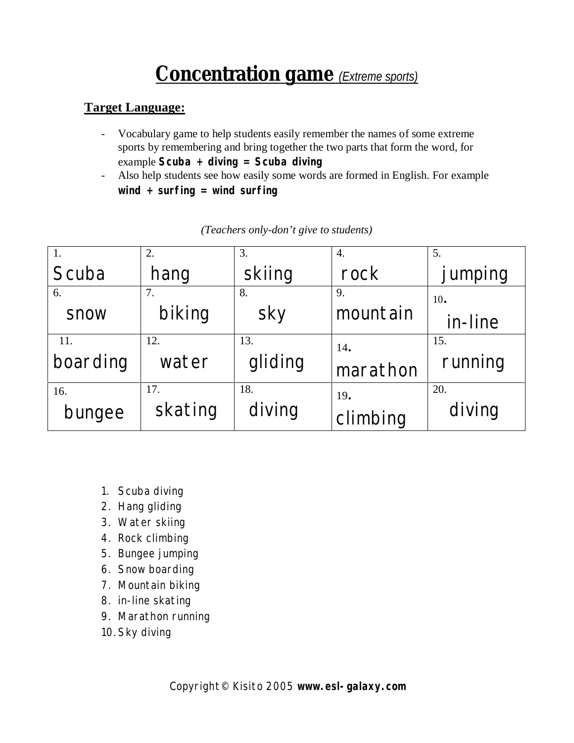# Concentration game *(Extreme sports)*

**Target Language:**

- Vocabulary game to help students easily remember the names of some extreme sports by remembering and bring together the two parts that form the word, for example **Scuba + diving = Scuba diving**
- Also help students see how easily some words are formed in English. For example **wind + surfing = wind surfing**

*(Teachers only-don't give to students)*

| | | | | |
|---|---|---|---|---|
| 1. Scuba | 2. hang | 3. skiing | 4. rock | 5. jumping |
| 6. snow | 7. biking | 8. sky | 9. mountain | 10. in-line |
| 11. boarding | 12. water | 13. gliding | 14. marathon | 15. running |
| 16. bungee | 17. skating | 18. diving | 19. climbing | 20. diving |

1. Scuba diving
2. Hang gliding
3. Water skiing
4. Rock climbing
5. Bungee jumping
6. Snow boarding
7. Mountain biking
8. in-line skating
9. Marathon running
10. Sky diving

Copyright © Kisito 2005 **www.esl-galaxy.com**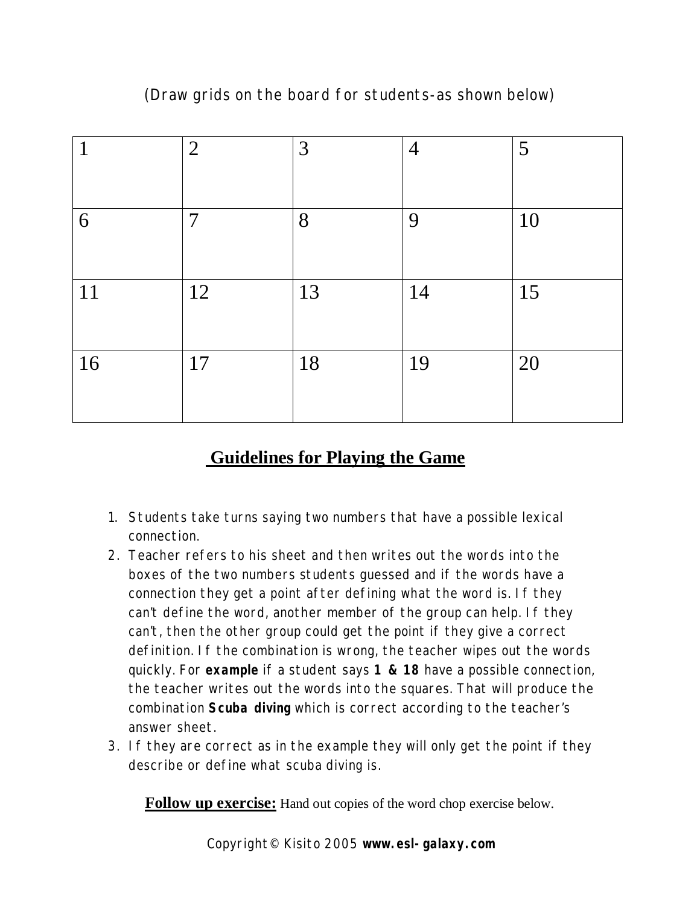(Draw grids on the board for students-as shown below)

| 1 | 2 | 3 | 4 | 5 |
|---|---|---|---|---|
| 6 | 7 | 8 | 9 | 10 |
| 11 | 12 | 13 | 14 | 15 |
| 16 | 17 | 18 | 19 | 20 |

## Guidelines for Playing the Game

1. Students take turns saying two numbers that have a possible lexical connection.
2. Teacher refers to his sheet and then writes out the words into the boxes of the two numbers students guessed and if the words have a connection they get a point after defining what the word is. If they can't define the word, another member of the group can help. If they can't, then the other group could get the point if they give a correct definition. If the combination is wrong, the teacher wipes out the words quickly. For **example** if a student says **1 & 18** have a possible connection, the teacher writes out the words into the squares. That will produce the combination **Scuba diving** which is correct according to the teacher's answer sheet.
3. If they are correct as in the example they will only get the point if they describe or define what scuba diving is.

**Follow up exercise:** Hand out copies of the word chop exercise below.

Copyright © Kisito 2005 **www.esl-galaxy.com**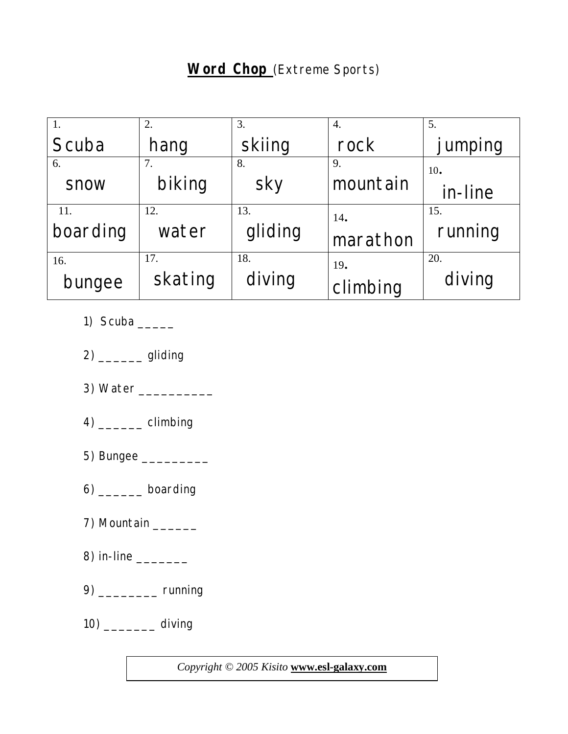# **Word Chop** (Extreme Sports)

| | | | | |
|---|---|---|---|---|
| 1. Scuba | 2. hang | 3. skiing | 4. rock | 5. jumping |
| 6. snow | 7. biking | 8. sky | 9. mountain | 10. in-line |
| 11. boarding | 12. water | 13. gliding | 14. marathon | 15. running |
| 16. bungee | 17. skating | 18. diving | 19. climbing | 20. diving |

1) Scuba _____

2) ______ gliding

3) Water __________

4) ______ climbing

5) Bungee _________

6) ______ boarding

7) Mountain ______

8) in-line _______

9) ________ running

10) _______ diving

*Copyright © 2005 Kisito* **www.esl-galaxy.com**